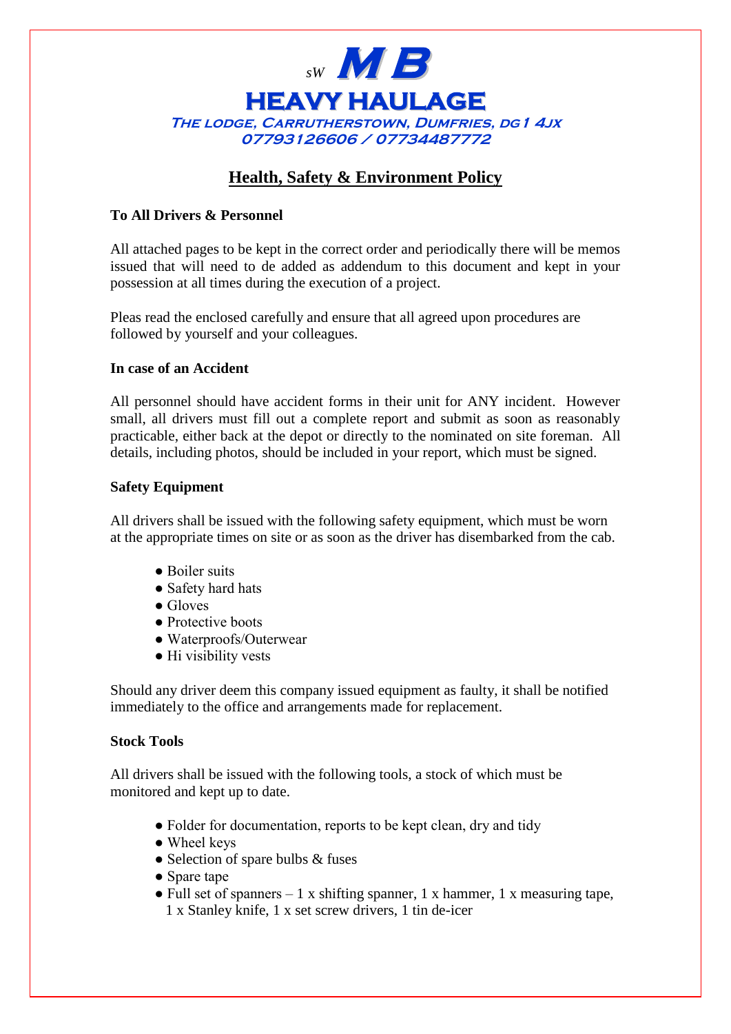*sW* **M B**

# HEAVY HAULAGE

**The lodge, Carrutherstown, Dumfries, DG1 4JX**
**07793126606 / 07734487772**

## Health, Safety & Environment Policy

**To All Drivers & Personnel**

All attached pages to be kept in the correct order and periodically there will be memos issued that will need to de added as addendum to this document and kept in your possession at all times during the execution of a project.

Pleas read the enclosed carefully and ensure that all agreed upon procedures are followed by yourself and your colleagues.

**In case of an Accident**

All personnel should have accident forms in their unit for ANY incident. However small, all drivers must fill out a complete report and submit as soon as reasonably practicable, either back at the depot or directly to the nominated on site foreman. All details, including photos, should be included in your report, which must be signed.

**Safety Equipment**

All drivers shall be issued with the following safety equipment, which must be worn at the appropriate times on site or as soon as the driver has disembarked from the cab.

- Boiler suits
- Safety hard hats
- Gloves
- Protective boots
- Waterproofs/Outerwear
- Hi visibility vests

Should any driver deem this company issued equipment as faulty, it shall be notified immediately to the office and arrangements made for replacement.

**Stock Tools**

All drivers shall be issued with the following tools, a stock of which must be monitored and kept up to date.

- Folder for documentation, reports to be kept clean, dry and tidy
- Wheel keys
- Selection of spare bulbs & fuses
- Spare tape
- Full set of spanners – 1 x shifting spanner, 1 x hammer, 1 x measuring tape, 1 x Stanley knife, 1 x set screw drivers, 1 tin de-icer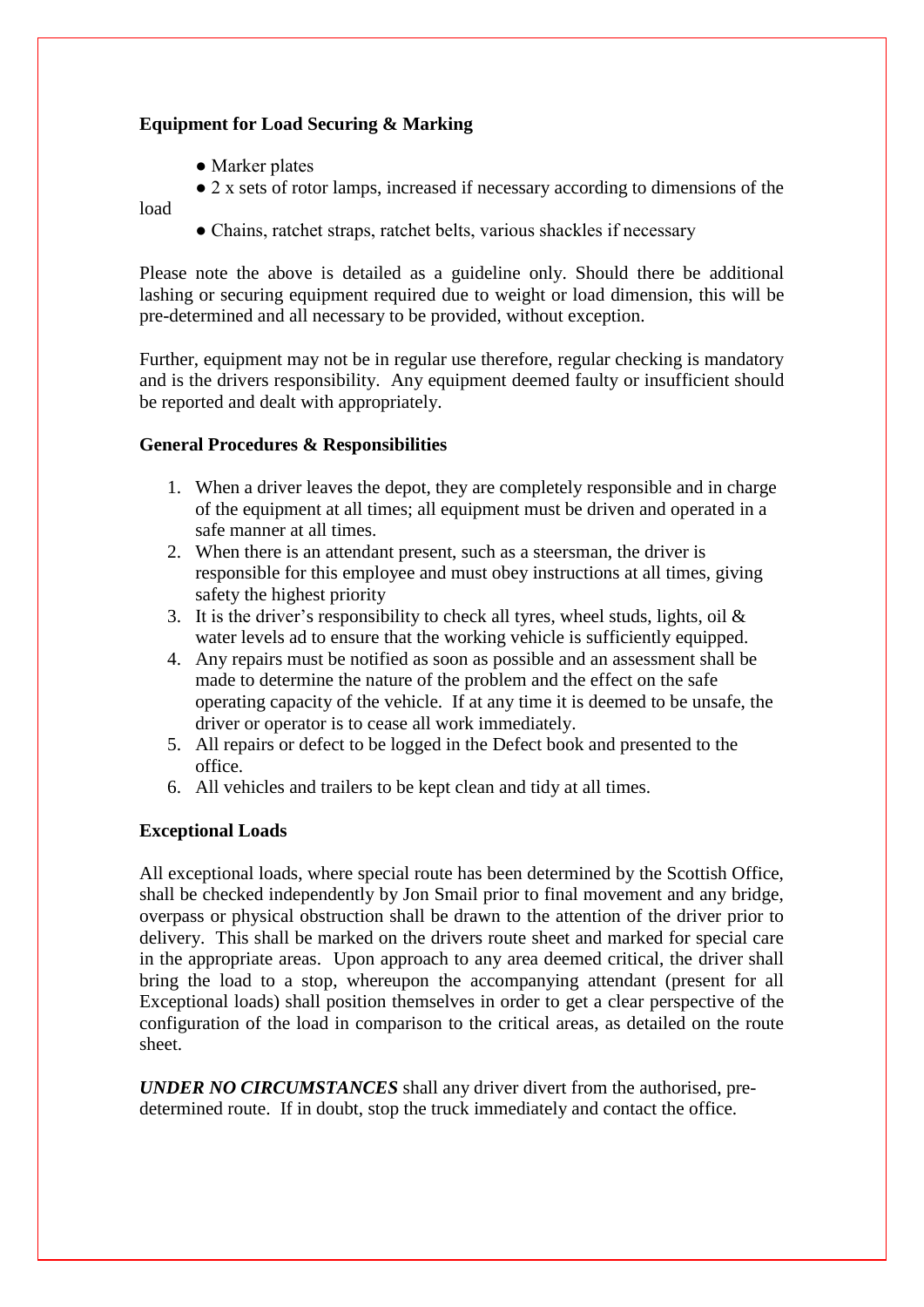**Equipment for Load Securing & Marking**

- Marker plates
- 2 x sets of rotor lamps, increased if necessary according to dimensions of the load
- Chains, ratchet straps, ratchet belts, various shackles if necessary

Please note the above is detailed as a guideline only. Should there be additional lashing or securing equipment required due to weight or load dimension, this will be pre-determined and all necessary to be provided, without exception.

Further, equipment may not be in regular use therefore, regular checking is mandatory and is the drivers responsibility. Any equipment deemed faulty or insufficient should be reported and dealt with appropriately.

**General Procedures & Responsibilities**

1. When a driver leaves the depot, they are completely responsible and in charge of the equipment at all times; all equipment must be driven and operated in a safe manner at all times.
2. When there is an attendant present, such as a steersman, the driver is responsible for this employee and must obey instructions at all times, giving safety the highest priority
3. It is the driver's responsibility to check all tyres, wheel studs, lights, oil & water levels ad to ensure that the working vehicle is sufficiently equipped.
4. Any repairs must be notified as soon as possible and an assessment shall be made to determine the nature of the problem and the effect on the safe operating capacity of the vehicle. If at any time it is deemed to be unsafe, the driver or operator is to cease all work immediately.
5. All repairs or defect to be logged in the Defect book and presented to the office.
6. All vehicles and trailers to be kept clean and tidy at all times.

**Exceptional Loads**

All exceptional loads, where special route has been determined by the Scottish Office, shall be checked independently by Jon Smail prior to final movement and any bridge, overpass or physical obstruction shall be drawn to the attention of the driver prior to delivery. This shall be marked on the drivers route sheet and marked for special care in the appropriate areas. Upon approach to any area deemed critical, the driver shall bring the load to a stop, whereupon the accompanying attendant (present for all Exceptional loads) shall position themselves in order to get a clear perspective of the configuration of the load in comparison to the critical areas, as detailed on the route sheet.

***UNDER NO CIRCUMSTANCES*** shall any driver divert from the authorised, pre-determined route. If in doubt, stop the truck immediately and contact the office.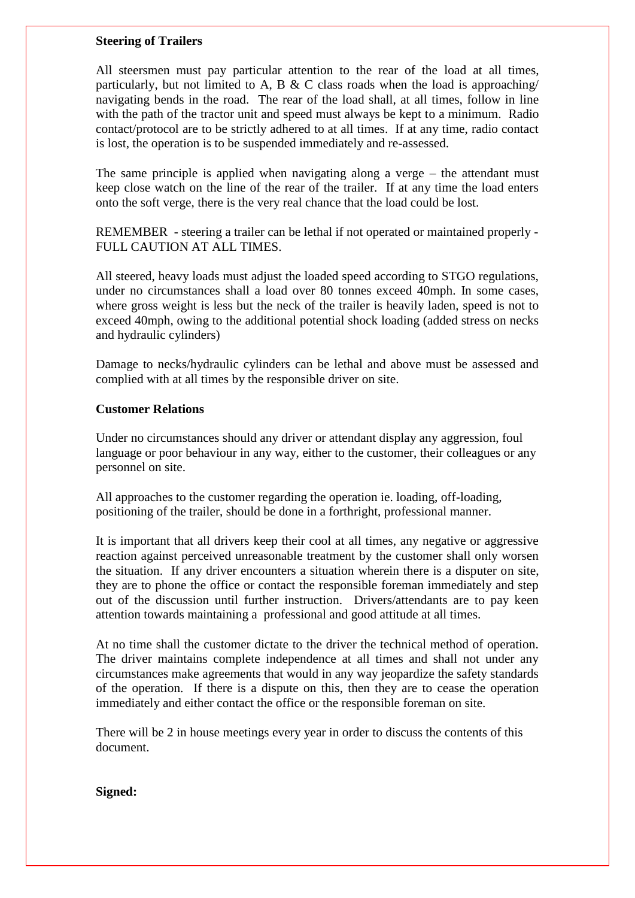**Steering of Trailers**

All steersmen must pay particular attention to the rear of the load at all times, particularly, but not limited to A, B & C class roads when the load is approaching/ navigating bends in the road. The rear of the load shall, at all times, follow in line with the path of the tractor unit and speed must always be kept to a minimum. Radio contact/protocol are to be strictly adhered to at all times. If at any time, radio contact is lost, the operation is to be suspended immediately and re-assessed.

The same principle is applied when navigating along a verge – the attendant must keep close watch on the line of the rear of the trailer. If at any time the load enters onto the soft verge, there is the very real chance that the load could be lost.

REMEMBER - steering a trailer can be lethal if not operated or maintained properly - FULL CAUTION AT ALL TIMES.

All steered, heavy loads must adjust the loaded speed according to STGO regulations, under no circumstances shall a load over 80 tonnes exceed 40mph. In some cases, where gross weight is less but the neck of the trailer is heavily laden, speed is not to exceed 40mph, owing to the additional potential shock loading (added stress on necks and hydraulic cylinders)

Damage to necks/hydraulic cylinders can be lethal and above must be assessed and complied with at all times by the responsible driver on site.

**Customer Relations**

Under no circumstances should any driver or attendant display any aggression, foul language or poor behaviour in any way, either to the customer, their colleagues or any personnel on site.

All approaches to the customer regarding the operation ie. loading, off-loading, positioning of the trailer, should be done in a forthright, professional manner.

It is important that all drivers keep their cool at all times, any negative or aggressive reaction against perceived unreasonable treatment by the customer shall only worsen the situation. If any driver encounters a situation wherein there is a disputer on site, they are to phone the office or contact the responsible foreman immediately and step out of the discussion until further instruction. Drivers/attendants are to pay keen attention towards maintaining a professional and good attitude at all times.

At no time shall the customer dictate to the driver the technical method of operation. The driver maintains complete independence at all times and shall not under any circumstances make agreements that would in any way jeopardize the safety standards of the operation. If there is a dispute on this, then they are to cease the operation immediately and either contact the office or the responsible foreman on site.

There will be 2 in house meetings every year in order to discuss the contents of this document.

**Signed:**